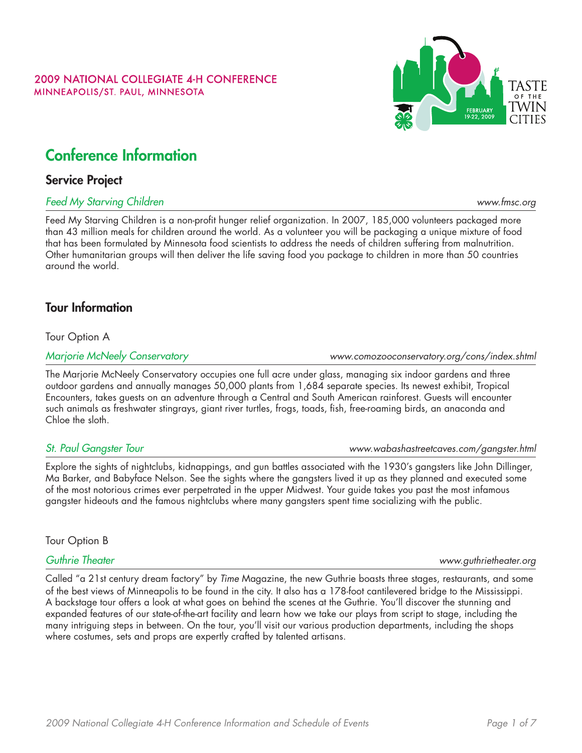2009 NATIONAL COLLEGIATE 4-H CONFERENCE
MINNEAPOLIS/ST. PAUL, MINNESOTA

TASTE OF THE TWIN CITIES
FEBRUARY 19-22, 2009

# Conference Information

## Service Project

*Feed My Starving Children* — *www.fmsc.org*

Feed My Starving Children is a non-profit hunger relief organization. In 2007, 185,000 volunteers packaged more than 43 million meals for children around the world. As a volunteer you will be packaging a unique mixture of food that has been formulated by Minnesota food scientists to address the needs of children suffering from malnutrition. Other humanitarian groups will then deliver the life saving food you package to children in more than 50 countries around the world.

## Tour Information

Tour Option A

*Marjorie McNeely Conservatory* — *www.comozooconservatory.org/cons/index.shtml*

The Marjorie McNeely Conservatory occupies one full acre under glass, managing six indoor gardens and three outdoor gardens and annually manages 50,000 plants from 1,684 separate species. Its newest exhibit, Tropical Encounters, takes guests on an adventure through a Central and South American rainforest. Guests will encounter such animals as freshwater stingrays, giant river turtles, frogs, toads, fish, free-roaming birds, an anaconda and Chloe the sloth.

*St. Paul Gangster Tour* — *www.wabashastreetcaves.com/gangster.html*

Explore the sights of nightclubs, kidnappings, and gun battles associated with the 1930's gangsters like John Dillinger, Ma Barker, and Babyface Nelson. See the sights where the gangsters lived it up as they planned and executed some of the most notorious crimes ever perpetrated in the upper Midwest. Your guide takes you past the most infamous gangster hideouts and the famous nightclubs where many gangsters spent time socializing with the public.

Tour Option B

*Guthrie Theater* — *www.guthrietheater.org*

Called "a 21st century dream factory" by *Time* Magazine, the new Guthrie boasts three stages, restaurants, and some of the best views of Minneapolis to be found in the city. It also has a 178-foot cantilevered bridge to the Mississippi. A backstage tour offers a look at what goes on behind the scenes at the Guthrie. You'll discover the stunning and expanded features of our state-of-the-art facility and learn how we take our plays from script to stage, including the many intriguing steps in between. On the tour, you'll visit our various production departments, including the shops where costumes, sets and props are expertly crafted by talented artisans.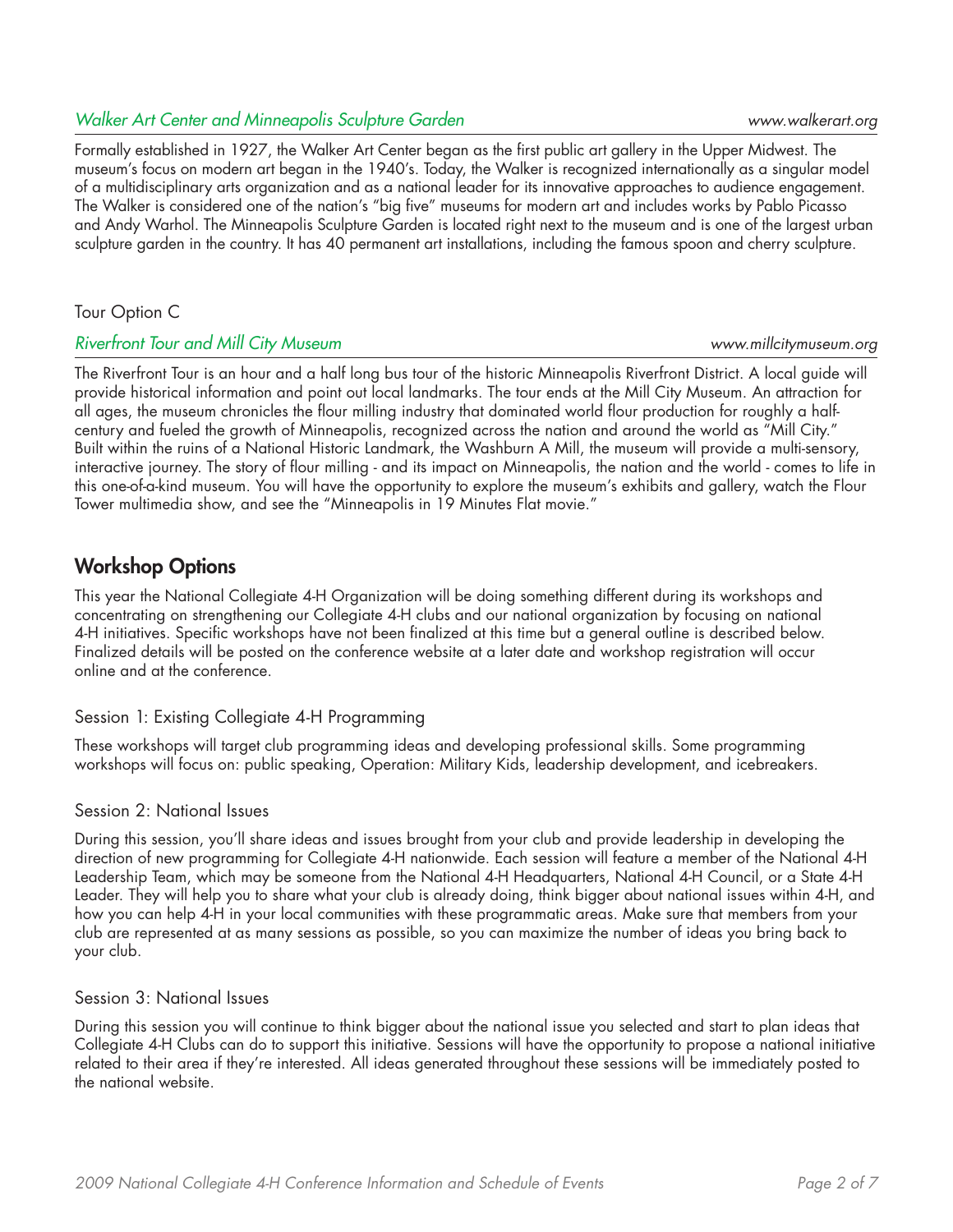*Walker Art Center and Minneapolis Sculpture Garden* *www.walkerart.org*

Formally established in 1927, the Walker Art Center began as the first public art gallery in the Upper Midwest. The museum's focus on modern art began in the 1940's. Today, the Walker is recognized internationally as a singular model of a multidisciplinary arts organization and as a national leader for its innovative approaches to audience engagement. The Walker is considered one of the nation's "big five" museums for modern art and includes works by Pablo Picasso and Andy Warhol. The Minneapolis Sculpture Garden is located right next to the museum and is one of the largest urban sculpture garden in the country. It has 40 permanent art installations, including the famous spoon and cherry sculpture.

### Tour Option C

*Riverfront Tour and Mill City Museum* *www.millcitymuseum.org*

The Riverfront Tour is an hour and a half long bus tour of the historic Minneapolis Riverfront District. A local guide will provide historical information and point out local landmarks. The tour ends at the Mill City Museum. An attraction for all ages, the museum chronicles the flour milling industry that dominated world flour production for roughly a half-century and fueled the growth of Minneapolis, recognized across the nation and around the world as "Mill City." Built within the ruins of a National Historic Landmark, the Washburn A Mill, the museum will provide a multi-sensory, interactive journey. The story of flour milling - and its impact on Minneapolis, the nation and the world - comes to life in this one-of-a-kind museum. You will have the opportunity to explore the museum's exhibits and gallery, watch the Flour Tower multimedia show, and see the "Minneapolis in 19 Minutes Flat movie."

## Workshop Options

This year the National Collegiate 4-H Organization will be doing something different during its workshops and concentrating on strengthening our Collegiate 4-H clubs and our national organization by focusing on national 4-H initiatives. Specific workshops have not been finalized at this time but a general outline is described below. Finalized details will be posted on the conference website at a later date and workshop registration will occur online and at the conference.

### Session 1: Existing Collegiate 4-H Programming

These workshops will target club programming ideas and developing professional skills. Some programming workshops will focus on: public speaking, Operation: Military Kids, leadership development, and icebreakers.

### Session 2: National Issues

During this session, you'll share ideas and issues brought from your club and provide leadership in developing the direction of new programming for Collegiate 4-H nationwide. Each session will feature a member of the National 4-H Leadership Team, which may be someone from the National 4-H Headquarters, National 4-H Council, or a State 4-H Leader. They will help you to share what your club is already doing, think bigger about national issues within 4-H, and how you can help 4-H in your local communities with these programmatic areas. Make sure that members from your club are represented at as many sessions as possible, so you can maximize the number of ideas you bring back to your club.

### Session 3: National Issues

During this session you will continue to think bigger about the national issue you selected and start to plan ideas that Collegiate 4-H Clubs can do to support this initiative. Sessions will have the opportunity to propose a national initiative related to their area if they're interested. All ideas generated throughout these sessions will be immediately posted to the national website.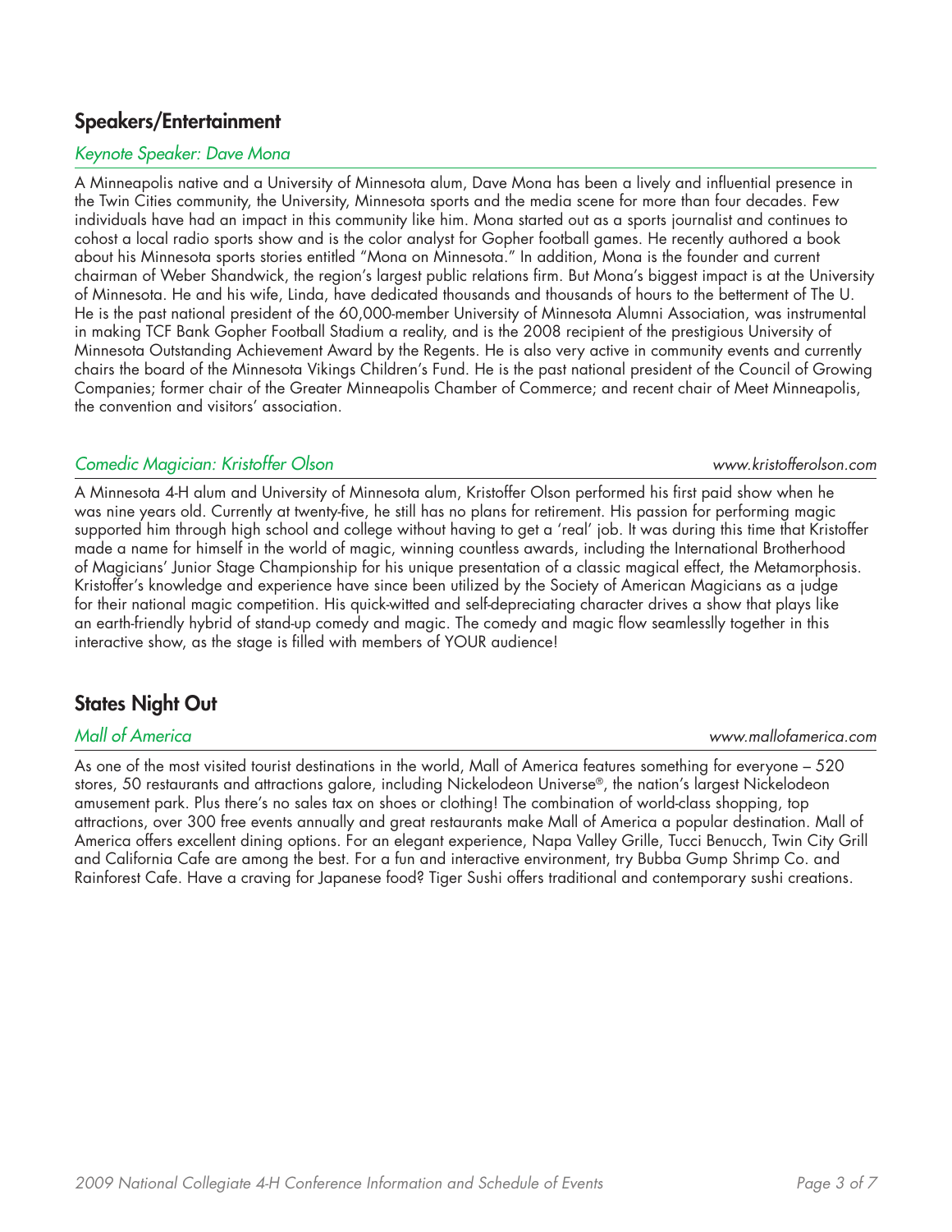## Speakers/Entertainment

### *Keynote Speaker: Dave Mona*

A Minneapolis native and a University of Minnesota alum, Dave Mona has been a lively and influential presence in the Twin Cities community, the University, Minnesota sports and the media scene for more than four decades. Few individuals have had an impact in this community like him. Mona started out as a sports journalist and continues to cohost a local radio sports show and is the color analyst for Gopher football games. He recently authored a book about his Minnesota sports stories entitled "Mona on Minnesota." In addition, Mona is the founder and current chairman of Weber Shandwick, the region's largest public relations firm. But Mona's biggest impact is at the University of Minnesota. He and his wife, Linda, have dedicated thousands and thousands of hours to the betterment of The U. He is the past national president of the 60,000-member University of Minnesota Alumni Association, was instrumental in making TCF Bank Gopher Football Stadium a reality, and is the 2008 recipient of the prestigious University of Minnesota Outstanding Achievement Award by the Regents. He is also very active in community events and currently chairs the board of the Minnesota Vikings Children's Fund. He is the past national president of the Council of Growing Companies; former chair of the Greater Minneapolis Chamber of Commerce; and recent chair of Meet Minneapolis, the convention and visitors' association.

### *Comedic Magician: Kristoffer Olson*

*www.kristofferolson.com*

A Minnesota 4-H alum and University of Minnesota alum, Kristoffer Olson performed his first paid show when he was nine years old. Currently at twenty-five, he still has no plans for retirement. His passion for performing magic supported him through high school and college without having to get a 'real' job. It was during this time that Kristoffer made a name for himself in the world of magic, winning countless awards, including the International Brotherhood of Magicians' Junior Stage Championship for his unique presentation of a classic magical effect, the Metamorphosis. Kristoffer's knowledge and experience have since been utilized by the Society of American Magicians as a judge for their national magic competition. His quick-witted and self-depreciating character drives a show that plays like an earth-friendly hybrid of stand-up comedy and magic. The comedy and magic flow seamlesslly together in this interactive show, as the stage is filled with members of YOUR audience!

## States Night Out

### *Mall of America*

*www.mallofamerica.com*

As one of the most visited tourist destinations in the world, Mall of America features something for everyone – 520 stores, 50 restaurants and attractions galore, including Nickelodeon Universe®, the nation's largest Nickelodeon amusement park. Plus there's no sales tax on shoes or clothing! The combination of world-class shopping, top attractions, over 300 free events annually and great restaurants make Mall of America a popular destination. Mall of America offers excellent dining options. For an elegant experience, Napa Valley Grille, Tucci Benucch, Twin City Grill and California Cafe are among the best. For a fun and interactive environment, try Bubba Gump Shrimp Co. and Rainforest Cafe. Have a craving for Japanese food? Tiger Sushi offers traditional and contemporary sushi creations.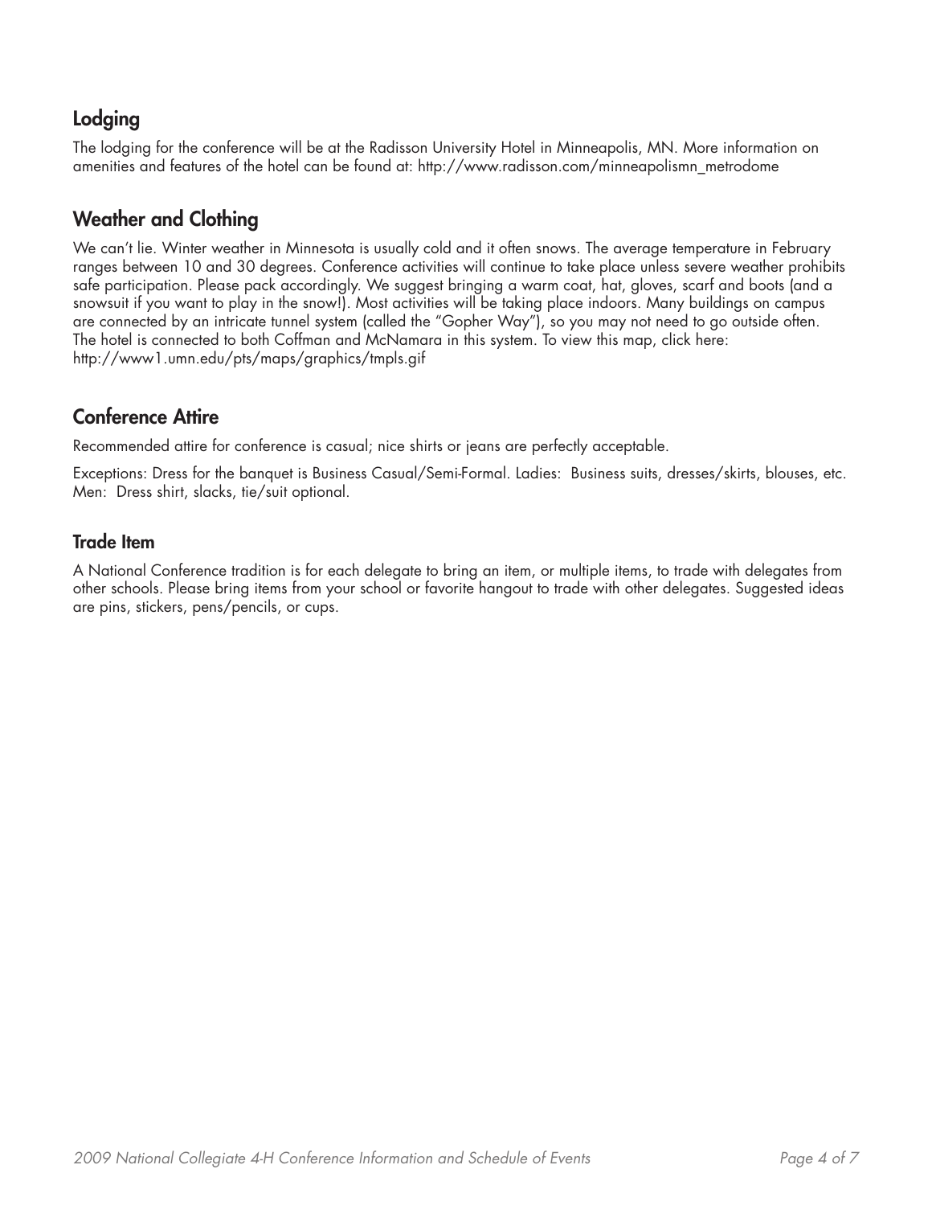## Lodging

The lodging for the conference will be at the Radisson University Hotel in Minneapolis, MN. More information on amenities and features of the hotel can be found at: http://www.radisson.com/minneapolismn_metrodome

## Weather and Clothing

We can't lie. Winter weather in Minnesota is usually cold and it often snows. The average temperature in February ranges between 10 and 30 degrees. Conference activities will continue to take place unless severe weather prohibits safe participation. Please pack accordingly. We suggest bringing a warm coat, hat, gloves, scarf and boots (and a snowsuit if you want to play in the snow!). Most activities will be taking place indoors. Many buildings on campus are connected by an intricate tunnel system (called the "Gopher Way"), so you may not need to go outside often. The hotel is connected to both Coffman and McNamara in this system. To view this map, click here: http://www1.umn.edu/pts/maps/graphics/tmpls.gif

## Conference Attire

Recommended attire for conference is casual; nice shirts or jeans are perfectly acceptable.

Exceptions: Dress for the banquet is Business Casual/Semi-Formal. Ladies: Business suits, dresses/skirts, blouses, etc. Men: Dress shirt, slacks, tie/suit optional.

### Trade Item

A National Conference tradition is for each delegate to bring an item, or multiple items, to trade with delegates from other schools. Please bring items from your school or favorite hangout to trade with other delegates. Suggested ideas are pins, stickers, pens/pencils, or cups.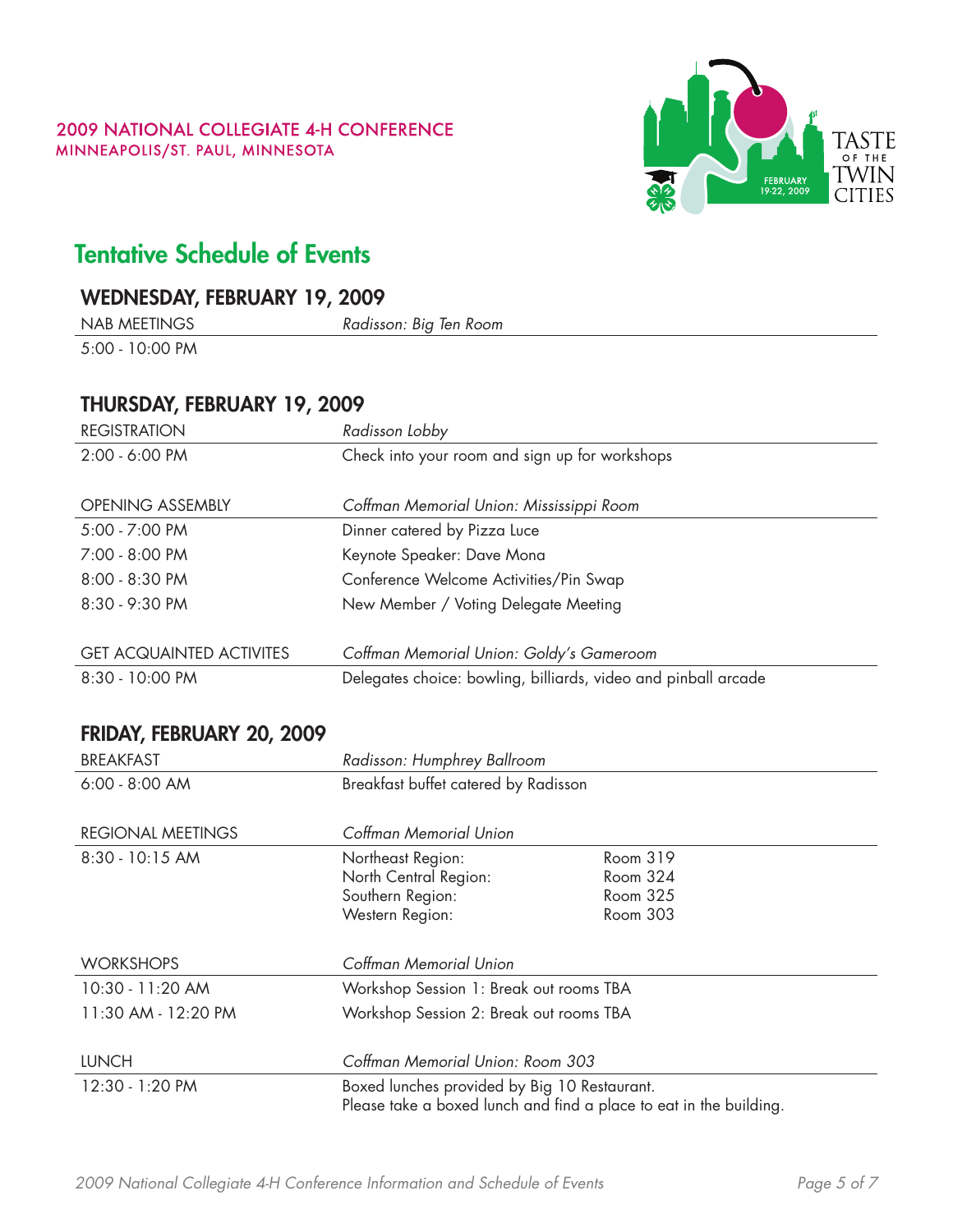2009 NATIONAL COLLEGIATE 4-H CONFERENCE
MINNEAPOLIS/ST. PAUL, MINNESOTA

TASTE OF THE TWIN CITIES
FEBRUARY 19-22, 2009

# Tentative Schedule of Events

## WEDNESDAY, FEBRUARY 19, 2009

| NAB MEETINGS | *Radisson: Big Ten Room* |
|---|---|
| 5:00 - 10:00 PM | |

## THURSDAY, FEBRUARY 19, 2009

| REGISTRATION | *Radisson Lobby* |
|---|---|
| 2:00 - 6:00 PM | Check into your room and sign up for workshops |

| OPENING ASSEMBLY | *Coffman Memorial Union: Mississippi Room* |
|---|---|
| 5:00 - 7:00 PM | Dinner catered by Pizza Luce |
| 7:00 - 8:00 PM | Keynote Speaker: Dave Mona |
| 8:00 - 8:30 PM | Conference Welcome Activities/Pin Swap |
| 8:30 - 9:30 PM | New Member / Voting Delegate Meeting |

| GET ACQUAINTED ACTIVITES | *Coffman Memorial Union: Goldy's Gameroom* |
|---|---|
| 8:30 - 10:00 PM | Delegates choice: bowling, billiards, video and pinball arcade |

## FRIDAY, FEBRUARY 20, 2009

| BREAKFAST | *Radisson: Humphrey Ballroom* |
|---|---|
| 6:00 - 8:00 AM | Breakfast buffet catered by Radisson |

| REGIONAL MEETINGS | *Coffman Memorial Union* | |
|---|---|---|
| 8:30 - 10:15 AM | Northeast Region: | Room 319 |
| | North Central Region: | Room 324 |
| | Southern Region: | Room 325 |
| | Western Region: | Room 303 |

| WORKSHOPS | *Coffman Memorial Union* |
|---|---|
| 10:30 - 11:20 AM | Workshop Session 1: Break out rooms TBA |
| 11:30 AM - 12:20 PM | Workshop Session 2: Break out rooms TBA |

| LUNCH | *Coffman Memorial Union: Room 303* |
|---|---|
| 12:30 - 1:20 PM | Boxed lunches provided by Big 10 Restaurant. Please take a boxed lunch and find a place to eat in the building. |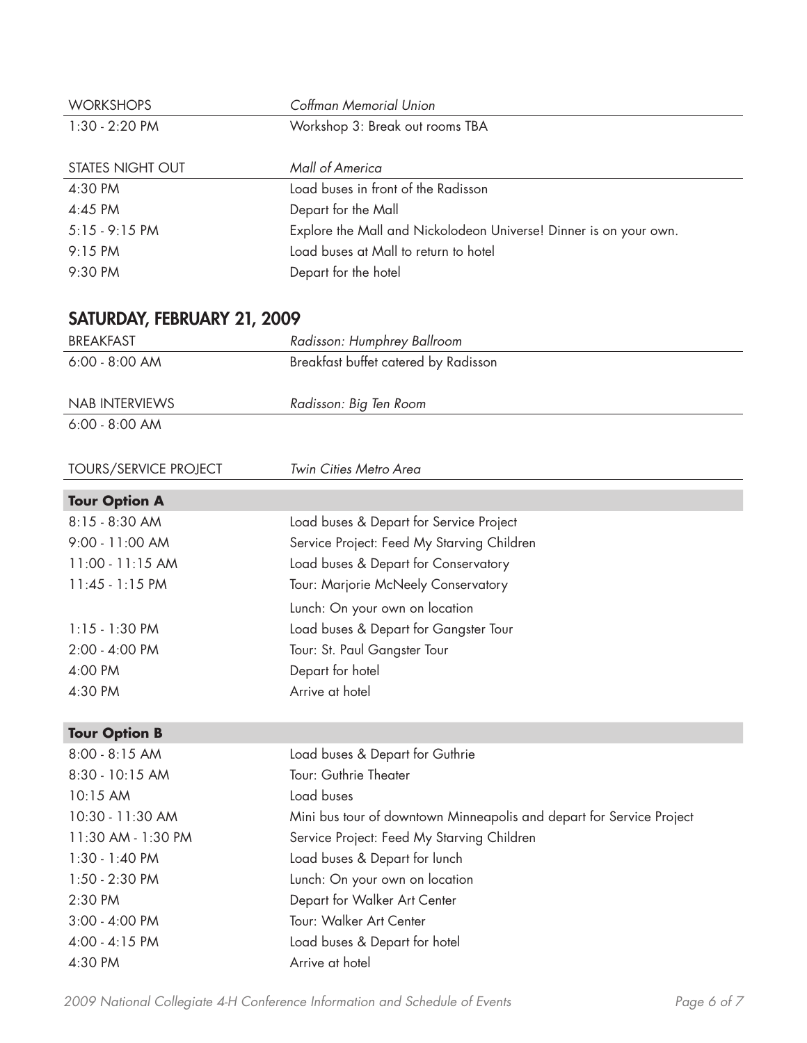| WORKSHOPS | *Coffman Memorial Union* |
|---|---|
| 1:30 - 2:20 PM | Workshop 3: Break out rooms TBA |

| STATES NIGHT OUT | *Mall of America* |
|---|---|
| 4:30 PM | Load buses in front of the Radisson |
| 4:45 PM | Depart for the Mall |
| 5:15 - 9:15 PM | Explore the Mall and Nickolodeon Universe! Dinner is on your own. |
| 9:15 PM | Load buses at Mall to return to hotel |
| 9:30 PM | Depart for the hotel |

## SATURDAY, FEBRUARY 21, 2009

| BREAKFAST | *Radisson: Humphrey Ballroom* |
|---|---|
| 6:00 - 8:00 AM | Breakfast buffet catered by Radisson |

| NAB INTERVIEWS | *Radisson: Big Ten Room* |
|---|---|
| 6:00 - 8:00 AM | |

| TOURS/SERVICE PROJECT | *Twin Cities Metro Area* |
|---|---|

| **Tour Option A** | |
|---|---|
| 8:15 - 8:30 AM | Load buses & Depart for Service Project |
| 9:00 - 11:00 AM | Service Project: Feed My Starving Children |
| 11:00 - 11:15 AM | Load buses & Depart for Conservatory |
| 11:45 - 1:15 PM | Tour: Marjorie McNeely Conservatory |
| | Lunch: On your own on location |
| 1:15 - 1:30 PM | Load buses & Depart for Gangster Tour |
| 2:00 - 4:00 PM | Tour: St. Paul Gangster Tour |
| 4:00 PM | Depart for hotel |
| 4:30 PM | Arrive at hotel |

| **Tour Option B** | |
|---|---|
| 8:00 - 8:15 AM | Load buses & Depart for Guthrie |
| 8:30 - 10:15 AM | Tour: Guthrie Theater |
| 10:15 AM | Load buses |
| 10:30 - 11:30 AM | Mini bus tour of downtown Minneapolis and depart for Service Project |
| 11:30 AM - 1:30 PM | Service Project: Feed My Starving Children |
| 1:30 - 1:40 PM | Load buses & Depart for lunch |
| 1:50 - 2:30 PM | Lunch: On your own on location |
| 2:30 PM | Depart for Walker Art Center |
| 3:00 - 4:00 PM | Tour: Walker Art Center |
| 4:00 - 4:15 PM | Load buses & Depart for hotel |
| 4:30 PM | Arrive at hotel |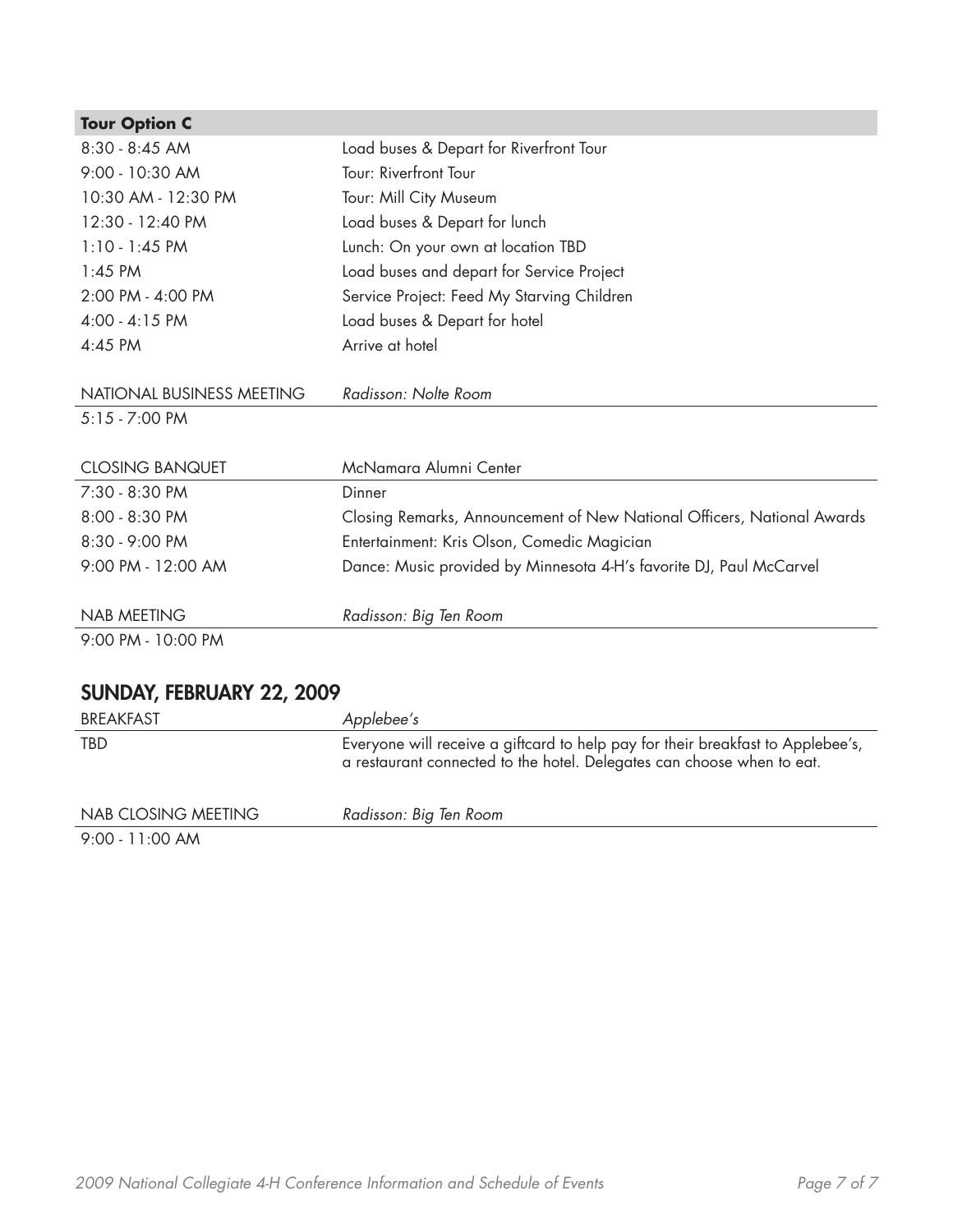| Tour Option C | |
|---|---|
| 8:30 - 8:45 AM | Load buses & Depart for Riverfront Tour |
| 9:00 - 10:30 AM | Tour: Riverfront Tour |
| 10:30 AM - 12:30 PM | Tour: Mill City Museum |
| 12:30 - 12:40 PM | Load buses & Depart for lunch |
| 1:10 - 1:45 PM | Lunch: On your own at location TBD |
| 1:45 PM | Load buses and depart for Service Project |
| 2:00 PM - 4:00 PM | Service Project: Feed My Starving Children |
| 4:00 - 4:15 PM | Load buses & Depart for hotel |
| 4:45 PM | Arrive at hotel |

| NATIONAL BUSINESS MEETING | *Radisson: Nolte Room* |
|---|---|
| 5:15 - 7:00 PM | |

| CLOSING BANQUET | McNamara Alumni Center |
|---|---|
| 7:30 - 8:30 PM | Dinner |
| 8:00 - 8:30 PM | Closing Remarks, Announcement of New National Officers, National Awards |
| 8:30 - 9:00 PM | Entertainment: Kris Olson, Comedic Magician |
| 9:00 PM - 12:00 AM | Dance: Music provided by Minnesota 4-H's favorite DJ, Paul McCarvel |

| NAB MEETING | *Radisson: Big Ten Room* |
|---|---|
| 9:00 PM - 10:00 PM | |

## SUNDAY, FEBRUARY 22, 2009

| BREAKFAST | *Applebee's* |
|---|---|
| TBD | Everyone will receive a giftcard to help pay for their breakfast to Applebee's, a restaurant connected to the hotel. Delegates can choose when to eat. |

| NAB CLOSING MEETING | *Radisson: Big Ten Room* |
|---|---|
| 9:00 - 11:00 AM | |